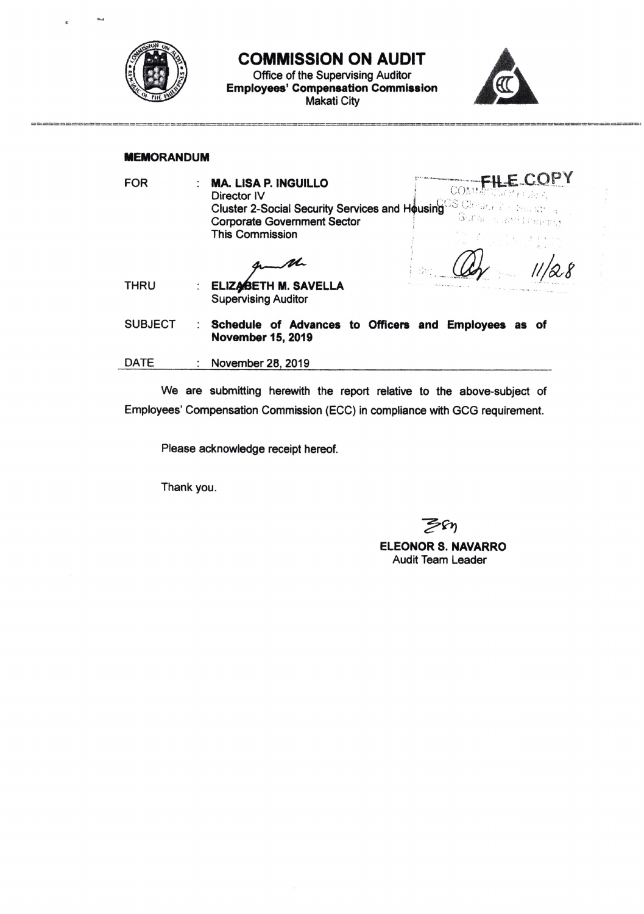# COMMISSION ON AUDIT

Office of the Supervising Auditor
**Employees' Compensation Commission**
Makati City

**MEMORANDUM**

| | | |
|---|---|---|
| FOR | : | **MA. LISA P. INGUILLO**<br>Director IV<br>Cluster 2-Social Security Services and Housing<br>Corporate Government Sector<br>This Commission |
| THRU | : | **ELIZABETH M. SAVELLA**<br>Supervising Auditor |
| SUBJECT | : | **Schedule of Advances to Officers and Employees as of November 15, 2019** |
| DATE | : | November 28, 2019 |

FILE COPY

11/28

We are submitting herewith the report relative to the above-subject of Employees' Compensation Commission (ECC) in compliance with GCG requirement.

Please acknowledge receipt hereof.

Thank you.

**ELEONOR S. NAVARRO**
Audit Team Leader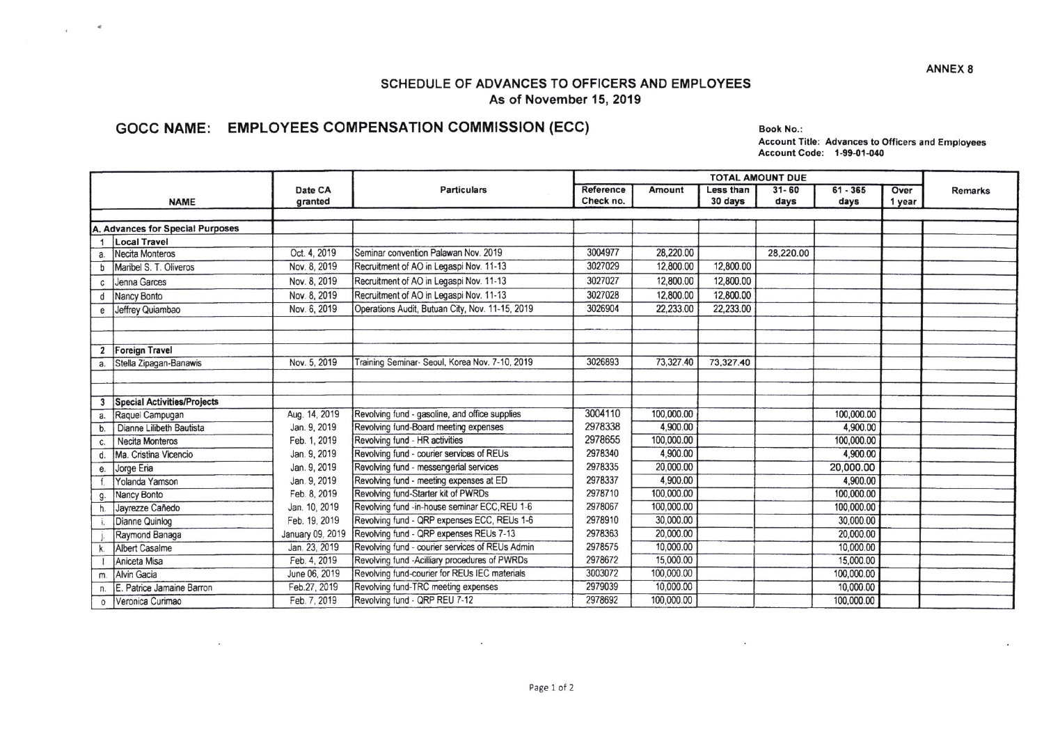ANNEX 8

## SCHEDULE OF ADVANCES TO OFFICERS AND EMPLOYEES
### As of November 15, 2019

## GOCC NAME: EMPLOYEES COMPENSATION COMMISSION (ECC)

Book No.:
Account Title: Advances to Officers and Employees
Account Code: 1-99-01-040

| NAME | | Date CA granted | Particulars | TOTAL AMOUNT DUE | | | | | | Remarks |
|---|---|---|---|---|---|---|---|---|---|---|
| | | | | Reference Check no. | Amount | Less than 30 days | 31- 60 days | 61 - 365 days | Over 1 year | |
| A. Advances for Special Purposes | | | | | | | | | | |
| 1 | Local Travel | | | | | | | | | |
| a. | Necita Monteros | Oct. 4, 2019 | Seminar convention Palawan Nov. 2019 | 3004977 | 28,220.00 | | 28,220.00 | | | |
| b | Maribel S. T. Oliveros | Nov. 8, 2019 | Recruitment of AO in Legaspi Nov. 11-13 | 3027029 | 12,800.00 | 12,800.00 | | | | |
| c | Jenna Garces | Nov. 8, 2019 | Recruitment of AO in Legaspi Nov. 11-13 | 3027027 | 12,800.00 | 12,800.00 | | | | |
| d | Nancy Bonto | Nov. 8, 2019 | Recruitment of AO in Legaspi Nov. 11-13 | 3027028 | 12,800.00 | 12,800.00 | | | | |
| e | Jeffrey Quiambao | Nov. 6, 2019 | Operations Audit, Butuan City, Nov. 11-15, 2019 | 3026904 | 22,233.00 | 22,233.00 | | | | |
| 2 | Foreign Travel | | | | | | | | | |
| a. | Stella Zipagan-Banawis | Nov. 5, 2019 | Training Seminar- Seoul, Korea Nov. 7-10, 2019 | 3026893 | 73,327.40 | 73,327.40 | | | | |
| 3 | Special Activities/Projects | | | | | | | | | |
| a. | Raquel Campugan | Aug. 14, 2019 | Revolving fund - gasoline, and office supplies | 3004110 | 100,000.00 | | | 100,000.00 | | |
| b. | Dianne Lilibeth Bautista | Jan. 9, 2019 | Revolving fund-Board meeting expenses | 2978338 | 4,900.00 | | | 4,900.00 | | |
| c. | Necita Monteros | Feb. 1, 2019 | Revolving fund - HR activities | 2978655 | 100,000.00 | | | 100,000.00 | | |
| d. | Ma. Cristina Vicencio | Jan. 9, 2019 | Revolving fund - courier services of REUs | 2978340 | 4,900.00 | | | 4,900.00 | | |
| e. | Jorge Eria | Jan. 9, 2019 | Revolving fund - messengerial services | 2978335 | 20,000.00 | | | 20,000.00 | | |
| f. | Yolanda Yamson | Jan. 9, 2019 | Revolving fund - meeting expenses at ED | 2978337 | 4,900.00 | | | 4,900.00 | | |
| g. | Nancy Bonto | Feb. 8, 2019 | Revolving fund-Starter kit of PWRDs | 2978710 | 100,000.00 | | | 100,000.00 | | |
| h. | Jayrezze Cañedo | Jan. 10, 2019 | Revolving fund -in-house seminar ECC,REU 1-6 | 2978067 | 100,000.00 | | | 100,000.00 | | |
| i. | Dianne Quinlog | Feb. 19, 2019 | Revolving fund - QRP expenses ECC, REUs 1-6 | 2978910 | 30,000.00 | | | 30,000.00 | | |
| j. | Raymond Banaga | January 09, 2019 | Revolving fund - QRP expenses REUs 7-13 | 2978363 | 20,000.00 | | | 20,000.00 | | |
| k. | Albert Casalme | Jan. 23, 2019 | Revolving fund - courier services of REUs Admin | 2978575 | 10,000.00 | | | 10,000.00 | | |
| l | Aniceta Misa | Feb. 4, 2019 | Revolving fund -Acilliary procedures of PWRDs | 2978672 | 15,000.00 | | | 15,000.00 | | |
| m. | Alvin Gacia | June 06, 2019 | Revolving fund-courier for REUs IEC materials | 3003072 | 100,000.00 | | | 100,000.00 | | |
| n. | E. Patrice Jamaine Barron | Feb.27, 2019 | Revolving fund-TRC meeting expenses | 2979039 | 10,000.00 | | | 10,000.00 | | |
| o | Veronica Curimao | Feb. 7, 2019 | Revolving fund - QRP REU 7-12 | 2978692 | 100,000.00 | | | 100,000.00 | | |